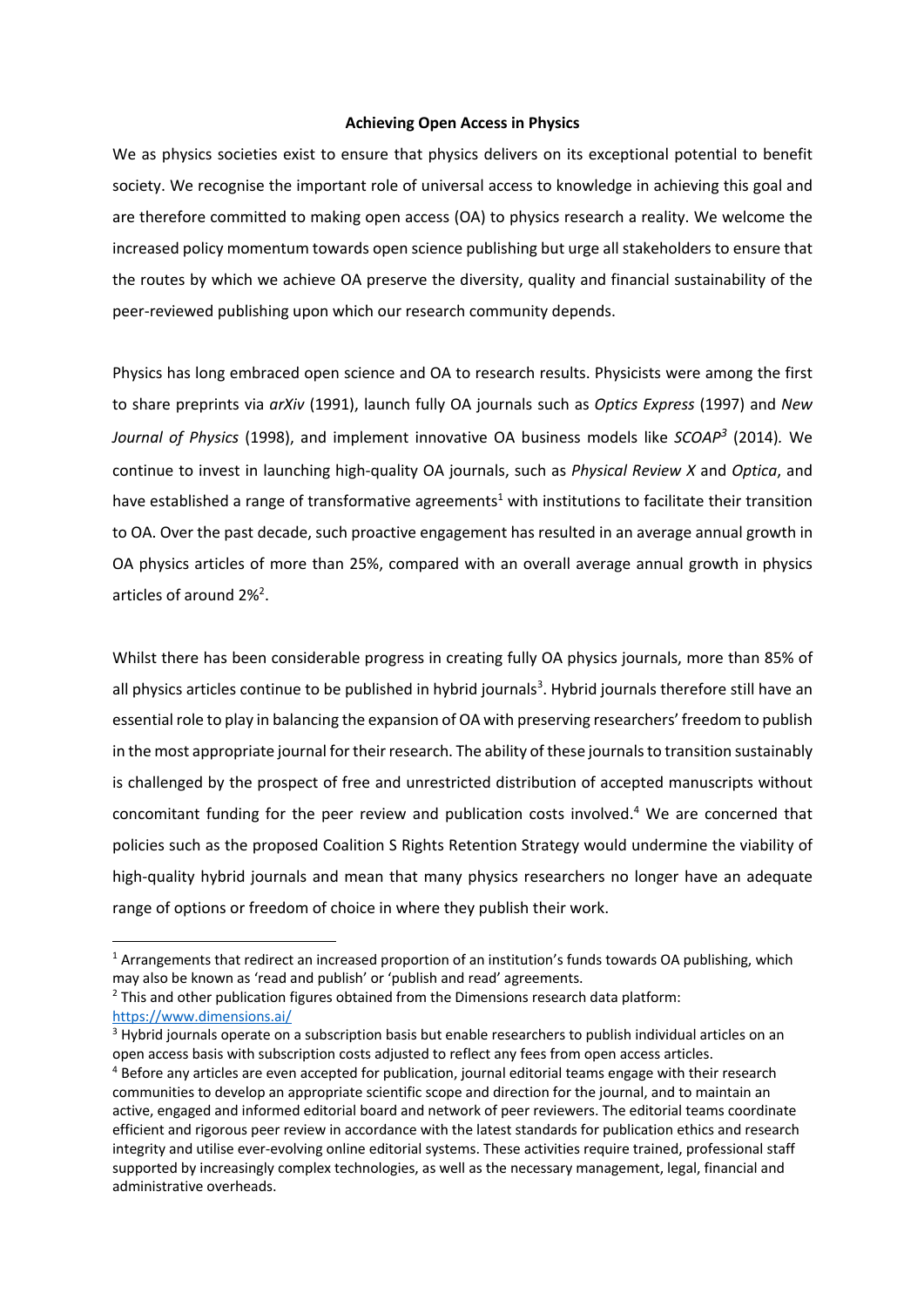# Achieving Open Access in Physics

We as physics societies exist to ensure that physics delivers on its exceptional potential to benefit society. We recognise the important role of universal access to knowledge in achieving this goal and are therefore committed to making open access (OA) to physics research a reality. We welcome the increased policy momentum towards open science publishing but urge all stakeholders to ensure that the routes by which we achieve OA preserve the diversity, quality and financial sustainability of the peer-reviewed publishing upon which our research community depends.

Physics has long embraced open science and OA to research results. Physicists were among the first to share preprints via *arXiv* (1991), launch fully OA journals such as *Optics Express* (1997) and *New Journal of Physics* (1998), and implement innovative OA business models like *SCOAP³* (2014). We continue to invest in launching high-quality OA journals, such as *Physical Review X* and *Optica*, and have established a range of transformative agreements[1] with institutions to facilitate their transition to OA. Over the past decade, such proactive engagement has resulted in an average annual growth in OA physics articles of more than 25%, compared with an overall average annual growth in physics articles of around 2%[2].

Whilst there has been considerable progress in creating fully OA physics journals, more than 85% of all physics articles continue to be published in hybrid journals[3]. Hybrid journals therefore still have an essential role to play in balancing the expansion of OA with preserving researchers' freedom to publish in the most appropriate journal for their research. The ability of these journals to transition sustainably is challenged by the prospect of free and unrestricted distribution of accepted manuscripts without concomitant funding for the peer review and publication costs involved.[4] We are concerned that policies such as the proposed Coalition S Rights Retention Strategy would undermine the viability of high-quality hybrid journals and mean that many physics researchers no longer have an adequate range of options or freedom of choice in where they publish their work.

---

[1] Arrangements that redirect an increased proportion of an institution's funds towards OA publishing, which may also be known as 'read and publish' or 'publish and read' agreements.

[2] This and other publication figures obtained from the Dimensions research data platform: https://www.dimensions.ai/

[3] Hybrid journals operate on a subscription basis but enable researchers to publish individual articles on an open access basis with subscription costs adjusted to reflect any fees from open access articles.

[4] Before any articles are even accepted for publication, journal editorial teams engage with their research communities to develop an appropriate scientific scope and direction for the journal, and to maintain an active, engaged and informed editorial board and network of peer reviewers. The editorial teams coordinate efficient and rigorous peer review in accordance with the latest standards for publication ethics and research integrity and utilise ever-evolving online editorial systems. These activities require trained, professional staff supported by increasingly complex technologies, as well as the necessary management, legal, financial and administrative overheads.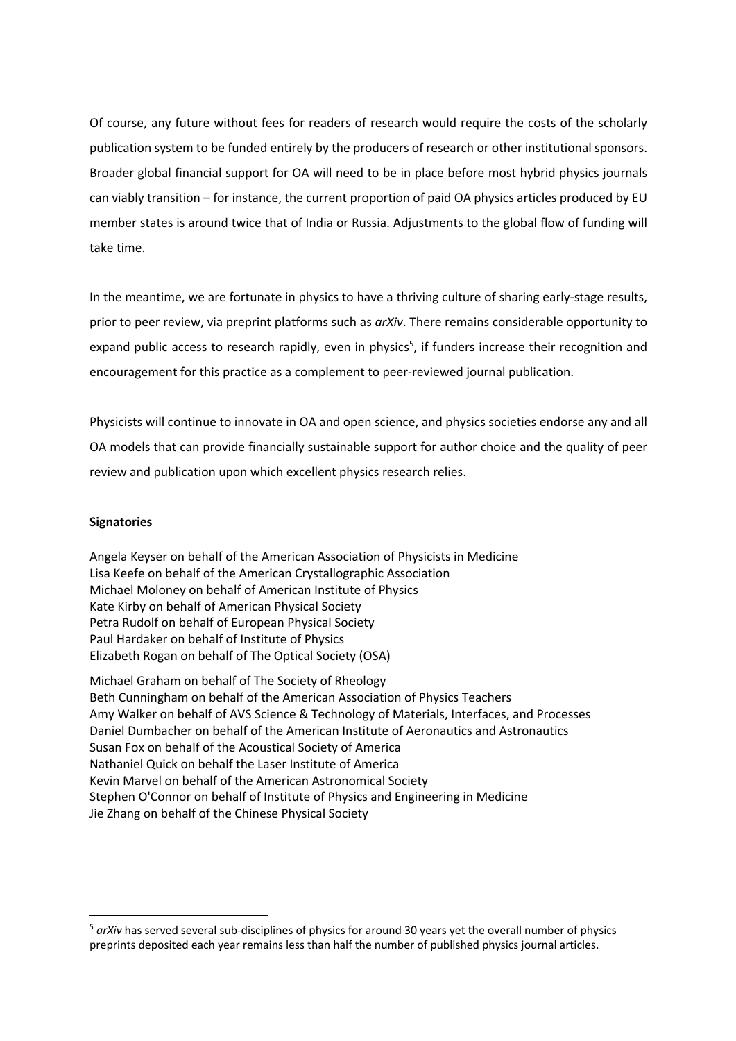Of course, any future without fees for readers of research would require the costs of the scholarly publication system to be funded entirely by the producers of research or other institutional sponsors. Broader global financial support for OA will need to be in place before most hybrid physics journals can viably transition – for instance, the current proportion of paid OA physics articles produced by EU member states is around twice that of India or Russia. Adjustments to the global flow of funding will take time.

In the meantime, we are fortunate in physics to have a thriving culture of sharing early-stage results, prior to peer review, via preprint platforms such as *arXiv*. There remains considerable opportunity to expand public access to research rapidly, even in physics[5], if funders increase their recognition and encouragement for this practice as a complement to peer-reviewed journal publication.

Physicists will continue to innovate in OA and open science, and physics societies endorse any and all OA models that can provide financially sustainable support for author choice and the quality of peer review and publication upon which excellent physics research relies.

**Signatories**

Angela Keyser on behalf of the American Association of Physicists in Medicine
Lisa Keefe on behalf of the American Crystallographic Association
Michael Moloney on behalf of American Institute of Physics
Kate Kirby on behalf of American Physical Society
Petra Rudolf on behalf of European Physical Society
Paul Hardaker on behalf of Institute of Physics
Elizabeth Rogan on behalf of The Optical Society (OSA)

Michael Graham on behalf of The Society of Rheology
Beth Cunningham on behalf of the American Association of Physics Teachers
Amy Walker on behalf of AVS Science & Technology of Materials, Interfaces, and Processes
Daniel Dumbacher on behalf of the American Institute of Aeronautics and Astronautics
Susan Fox on behalf of the Acoustical Society of America
Nathaniel Quick on behalf the Laser Institute of America
Kevin Marvel on behalf of the American Astronomical Society
Stephen O'Connor on behalf of Institute of Physics and Engineering in Medicine
Jie Zhang on behalf of the Chinese Physical Society

[5] *arXiv* has served several sub-disciplines of physics for around 30 years yet the overall number of physics preprints deposited each year remains less than half the number of published physics journal articles.